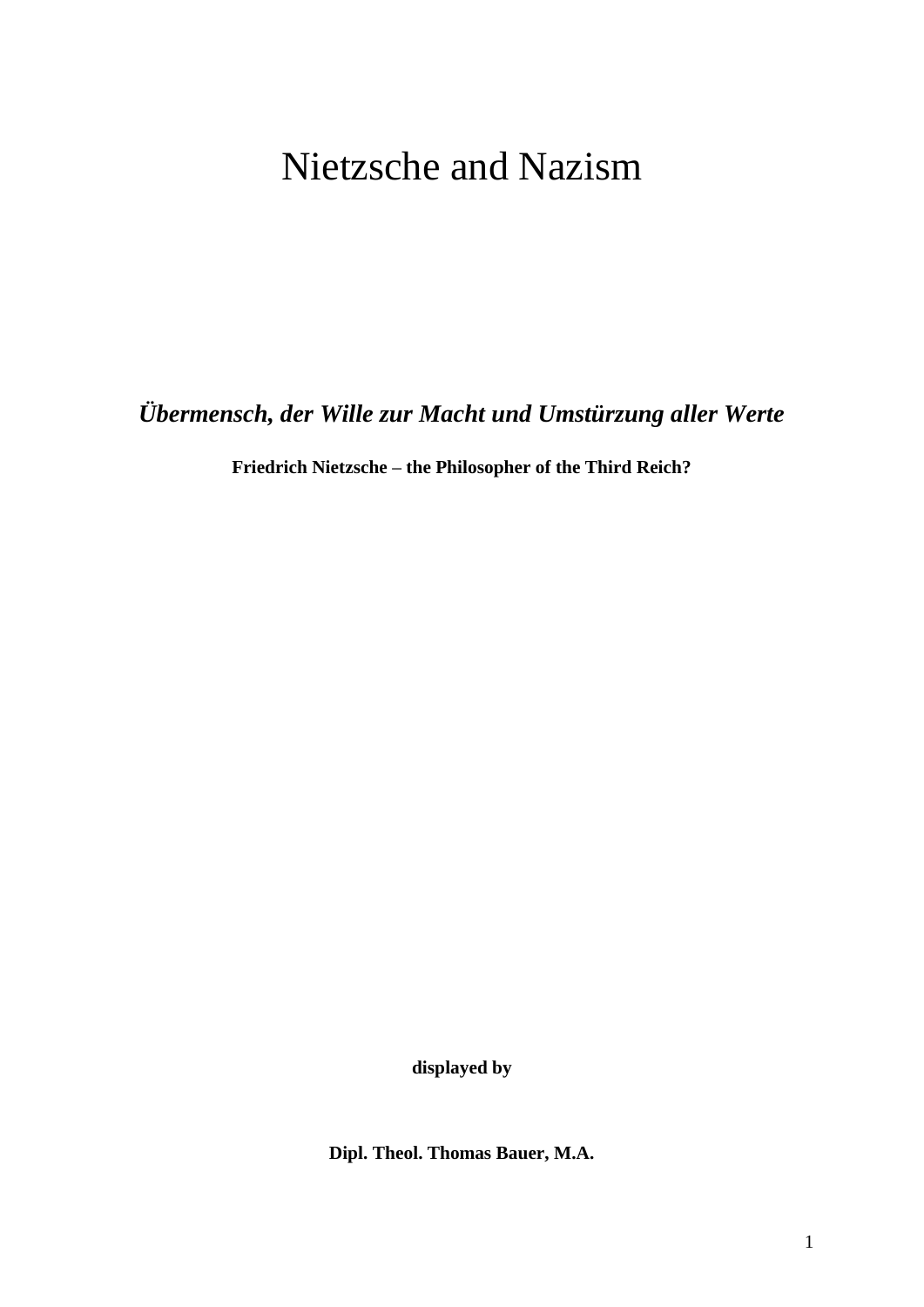# Nietzsche and Nazism

***Übermensch, der Wille zur Macht und Umstürzung aller Werte***

**Friedrich Nietzsche – the Philosopher of the Third Reich?**

**displayed by**

**Dipl. Theol. Thomas Bauer, M.A.**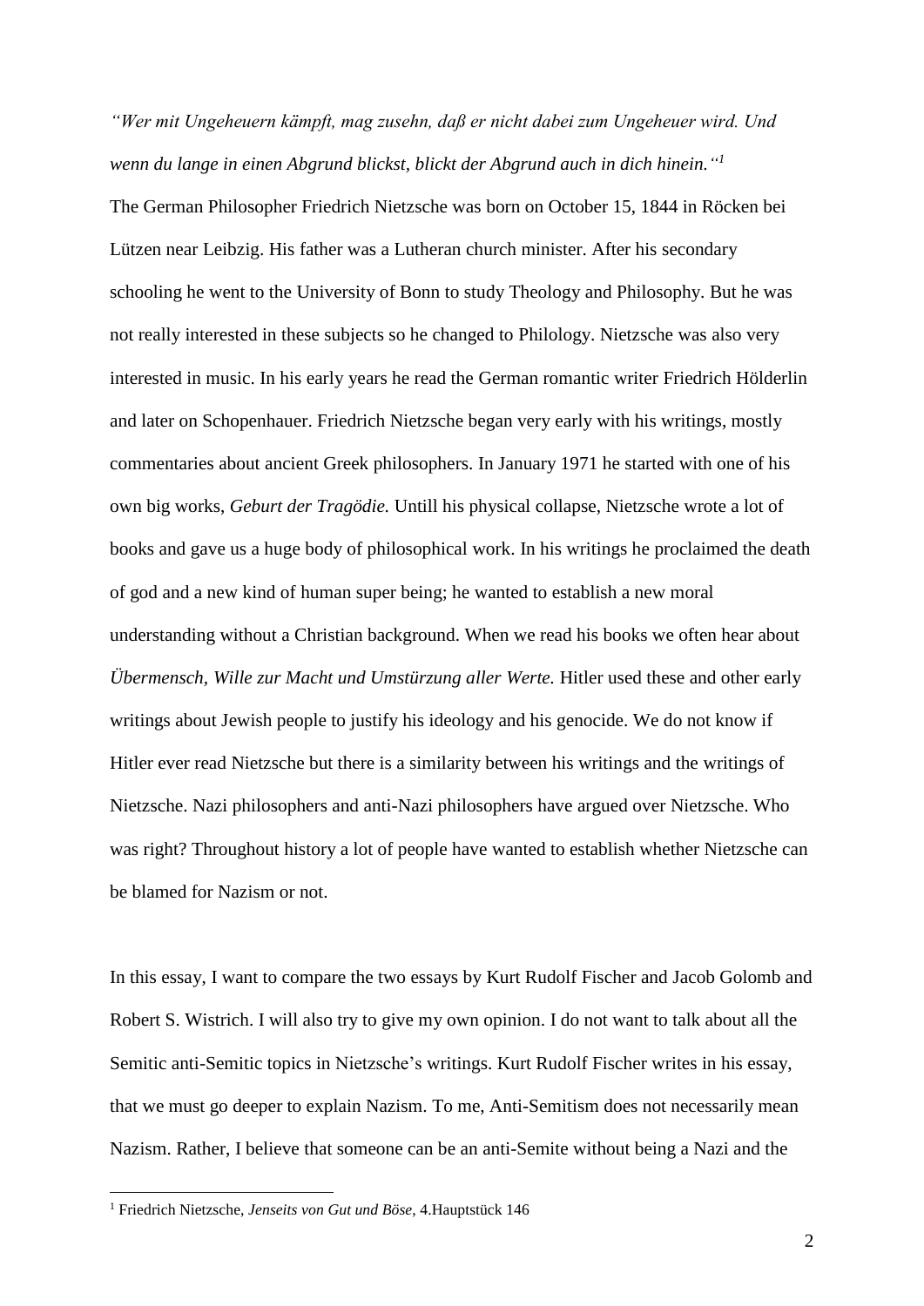*"Wer mit Ungeheuern kämpft, mag zusehn, daß er nicht dabei zum Ungeheuer wird. Und wenn du lange in einen Abgrund blickst, blickt der Abgrund auch in dich hinein."*[1]

The German Philosopher Friedrich Nietzsche was born on October 15, 1844 in Röcken bei Lützen near Leibzig. His father was a Lutheran church minister. After his secondary schooling he went to the University of Bonn to study Theology and Philosophy. But he was not really interested in these subjects so he changed to Philology. Nietzsche was also very interested in music. In his early years he read the German romantic writer Friedrich Hölderlin and later on Schopenhauer. Friedrich Nietzsche began very early with his writings, mostly commentaries about ancient Greek philosophers. In January 1971 he started with one of his own big works, *Geburt der Tragödie.* Untill his physical collapse, Nietzsche wrote a lot of books and gave us a huge body of philosophical work. In his writings he proclaimed the death of god and a new kind of human super being; he wanted to establish a new moral understanding without a Christian background. When we read his books we often hear about *Übermensch, Wille zur Macht und Umstürzung aller Werte.* Hitler used these and other early writings about Jewish people to justify his ideology and his genocide. We do not know if Hitler ever read Nietzsche but there is a similarity between his writings and the writings of Nietzsche. Nazi philosophers and anti-Nazi philosophers have argued over Nietzsche. Who was right? Throughout history a lot of people have wanted to establish whether Nietzsche can be blamed for Nazism or not.

In this essay, I want to compare the two essays by Kurt Rudolf Fischer and Jacob Golomb and Robert S. Wistrich. I will also try to give my own opinion. I do not want to talk about all the Semitic anti-Semitic topics in Nietzsche's writings. Kurt Rudolf Fischer writes in his essay, that we must go deeper to explain Nazism. To me, Anti-Semitism does not necessarily mean Nazism. Rather, I believe that someone can be an anti-Semite without being a Nazi and the

[1] Friedrich Nietzsche, *Jenseits von Gut und Böse*, 4.Hauptstück 146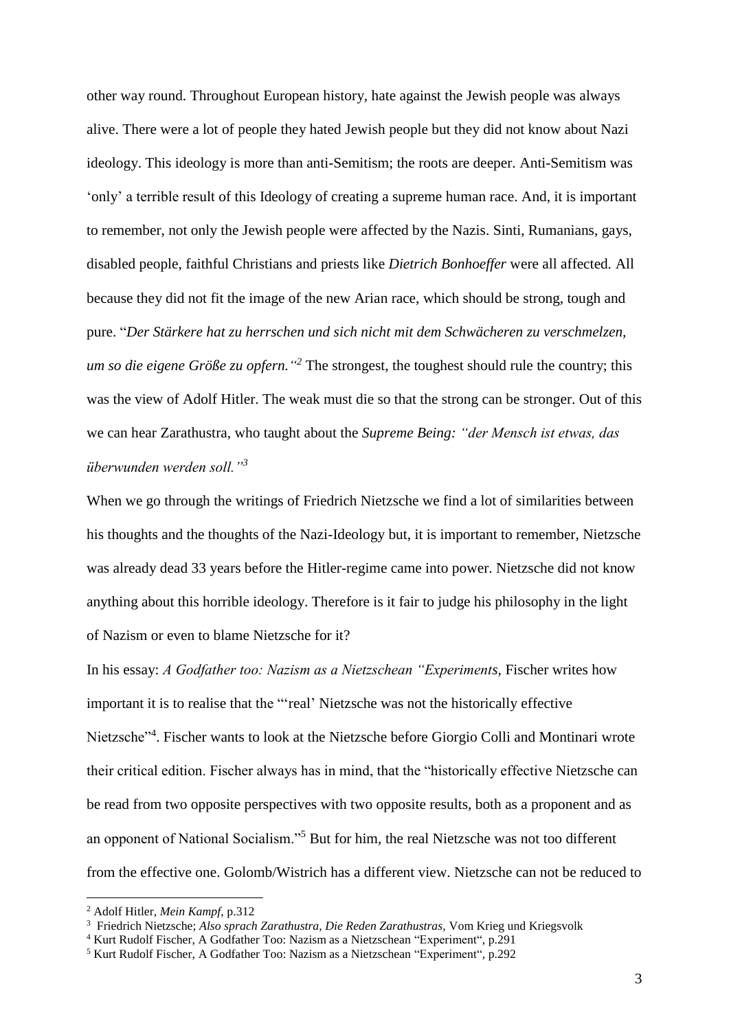other way round. Throughout European history, hate against the Jewish people was always alive. There were a lot of people they hated Jewish people but they did not know about Nazi ideology. This ideology is more than anti-Semitism; the roots are deeper. Anti-Semitism was 'only' a terrible result of this Ideology of creating a supreme human race. And, it is important to remember, not only the Jewish people were affected by the Nazis. Sinti, Rumanians, gays, disabled people, faithful Christians and priests like *Dietrich Bonhoeffer* were all affected. All because they did not fit the image of the new Arian race, which should be strong, tough and pure. "*Der Stärkere hat zu herrschen und sich nicht mit dem Schwächeren zu verschmelzen, um so die eigene Größe zu opfern."*[2] The strongest, the toughest should rule the country; this was the view of Adolf Hitler. The weak must die so that the strong can be stronger. Out of this we can hear Zarathustra, who taught about the *Supreme Being: "der Mensch ist etwas, das überwunden werden soll."*[3]

When we go through the writings of Friedrich Nietzsche we find a lot of similarities between his thoughts and the thoughts of the Nazi-Ideology but, it is important to remember, Nietzsche was already dead 33 years before the Hitler-regime came into power. Nietzsche did not know anything about this horrible ideology. Therefore is it fair to judge his philosophy in the light of Nazism or even to blame Nietzsche for it?

In his essay: *A Godfather too: Nazism as a Nietzschean "Experiments*, Fischer writes how important it is to realise that the "'real' Nietzsche was not the historically effective Nietzsche"[4]. Fischer wants to look at the Nietzsche before Giorgio Colli and Montinari wrote their critical edition. Fischer always has in mind, that the "historically effective Nietzsche can be read from two opposite perspectives with two opposite results, both as a proponent and as an opponent of National Socialism."[5] But for him, the real Nietzsche was not too different from the effective one. Golomb/Wistrich has a different view. Nietzsche can not be reduced to

---

[2] Adolf Hitler, *Mein Kampf*, p.312

[3] Friedrich Nietzsche; *Also sprach Zarathustra, Die Reden Zarathustras*, Vom Krieg und Kriegsvolk

[4] Kurt Rudolf Fischer, A Godfather Too: Nazism as a Nietzschean "Experiment", p.291

[5] Kurt Rudolf Fischer, A Godfather Too: Nazism as a Nietzschean "Experiment", p.292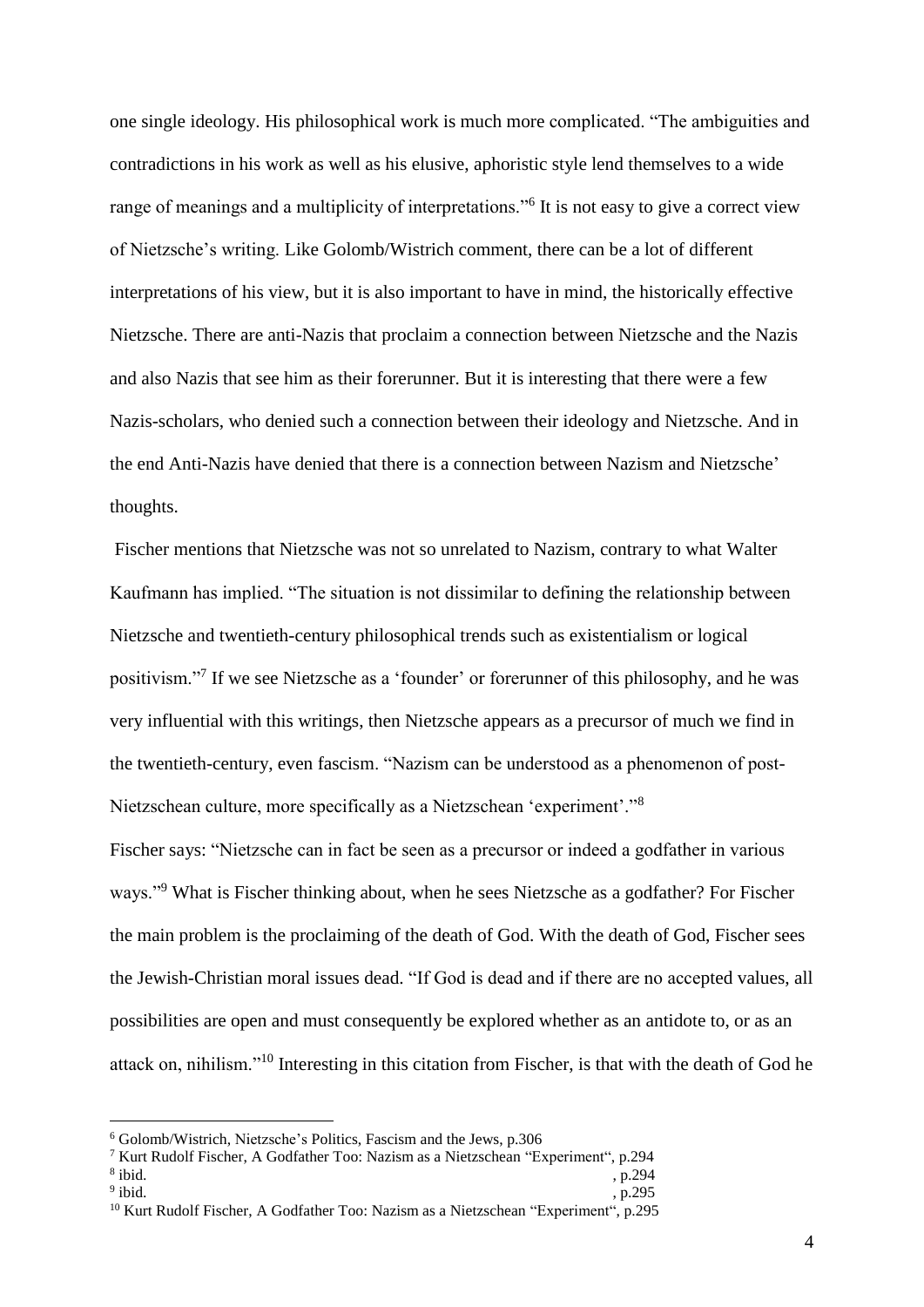one single ideology. His philosophical work is much more complicated. "The ambiguities and contradictions in his work as well as his elusive, aphoristic style lend themselves to a wide range of meanings and a multiplicity of interpretations."[6] It is not easy to give a correct view of Nietzsche's writing. Like Golomb/Wistrich comment, there can be a lot of different interpretations of his view, but it is also important to have in mind, the historically effective Nietzsche. There are anti-Nazis that proclaim a connection between Nietzsche and the Nazis and also Nazis that see him as their forerunner. But it is interesting that there were a few Nazis-scholars, who denied such a connection between their ideology and Nietzsche. And in the end Anti-Nazis have denied that there is a connection between Nazism and Nietzsche' thoughts.

Fischer mentions that Nietzsche was not so unrelated to Nazism, contrary to what Walter Kaufmann has implied. "The situation is not dissimilar to defining the relationship between Nietzsche and twentieth-century philosophical trends such as existentialism or logical positivism."[7] If we see Nietzsche as a 'founder' or forerunner of this philosophy, and he was very influential with this writings, then Nietzsche appears as a precursor of much we find in the twentieth-century, even fascism. "Nazism can be understood as a phenomenon of post-Nietzschean culture, more specifically as a Nietzschean 'experiment'."[8]

Fischer says: "Nietzsche can in fact be seen as a precursor or indeed a godfather in various ways."[9] What is Fischer thinking about, when he sees Nietzsche as a godfather? For Fischer the main problem is the proclaiming of the death of God. With the death of God, Fischer sees the Jewish-Christian moral issues dead. "If God is dead and if there are no accepted values, all possibilities are open and must consequently be explored whether as an antidote to, or as an attack on, nihilism."[10] Interesting in this citation from Fischer, is that with the death of God he

---

[6] Golomb/Wistrich, Nietzsche's Politics, Fascism and the Jews, p.306

[7] Kurt Rudolf Fischer, A Godfather Too: Nazism as a Nietzschean "Experiment", p.294

[8] ibid. , p.294

[9] ibid. , p.295

[10] Kurt Rudolf Fischer, A Godfather Too: Nazism as a Nietzschean "Experiment", p.295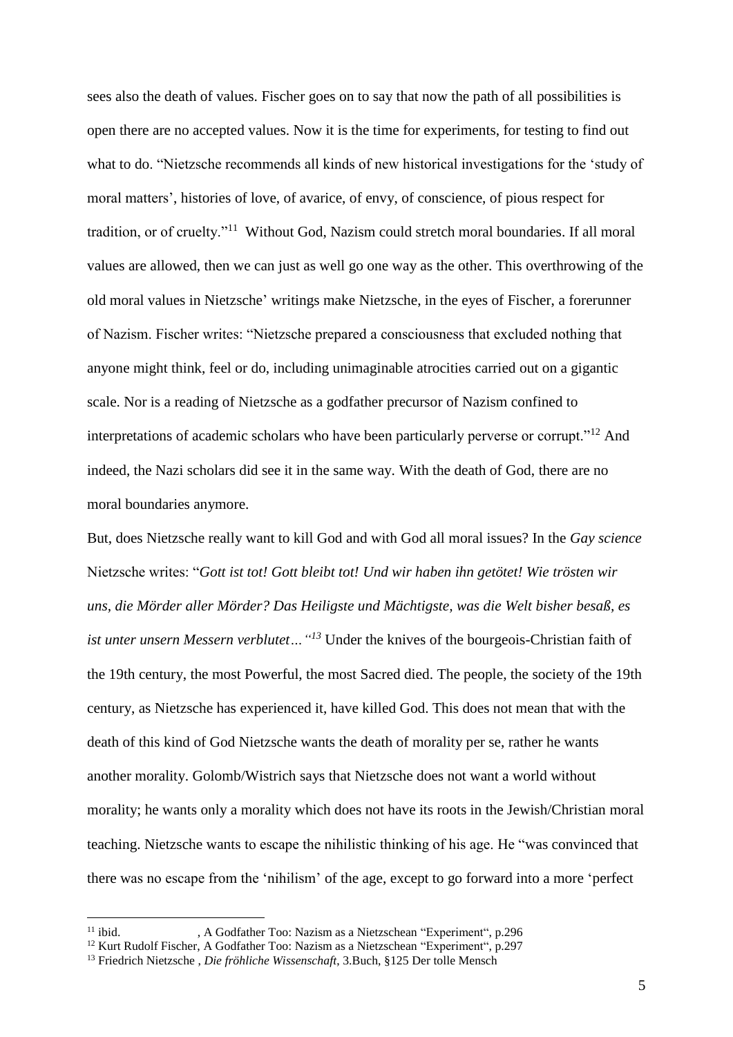sees also the death of values. Fischer goes on to say that now the path of all possibilities is open there are no accepted values. Now it is the time for experiments, for testing to find out what to do. "Nietzsche recommends all kinds of new historical investigations for the 'study of moral matters', histories of love, of avarice, of envy, of conscience, of pious respect for tradition, or of cruelty."[11] Without God, Nazism could stretch moral boundaries. If all moral values are allowed, then we can just as well go one way as the other. This overthrowing of the old moral values in Nietzsche' writings make Nietzsche, in the eyes of Fischer, a forerunner of Nazism. Fischer writes: "Nietzsche prepared a consciousness that excluded nothing that anyone might think, feel or do, including unimaginable atrocities carried out on a gigantic scale. Nor is a reading of Nietzsche as a godfather precursor of Nazism confined to interpretations of academic scholars who have been particularly perverse or corrupt."[12] And indeed, the Nazi scholars did see it in the same way. With the death of God, there are no moral boundaries anymore.

But, does Nietzsche really want to kill God and with God all moral issues? In the *Gay science* Nietzsche writes: "*Gott ist tot! Gott bleibt tot! Und wir haben ihn getötet! Wie trösten wir uns, die Mörder aller Mörder? Das Heiligste und Mächtigste, was die Welt bisher besaß, es ist unter unsern Messern verblutet…"*[13] Under the knives of the bourgeois-Christian faith of the 19th century, the most Powerful, the most Sacred died. The people, the society of the 19th century, as Nietzsche has experienced it, have killed God. This does not mean that with the death of this kind of God Nietzsche wants the death of morality per se, rather he wants another morality. Golomb/Wistrich says that Nietzsche does not want a world without morality; he wants only a morality which does not have its roots in the Jewish/Christian moral teaching. Nietzsche wants to escape the nihilistic thinking of his age. He "was convinced that there was no escape from the 'nihilism' of the age, except to go forward into a more 'perfect

---

[11] ibid. , A Godfather Too: Nazism as a Nietzschean "Experiment", p.296

[12] Kurt Rudolf Fischer, A Godfather Too: Nazism as a Nietzschean "Experiment", p.297

[13] Friedrich Nietzsche , *Die fröhliche Wissenschaft*, 3.Buch, §125 Der tolle Mensch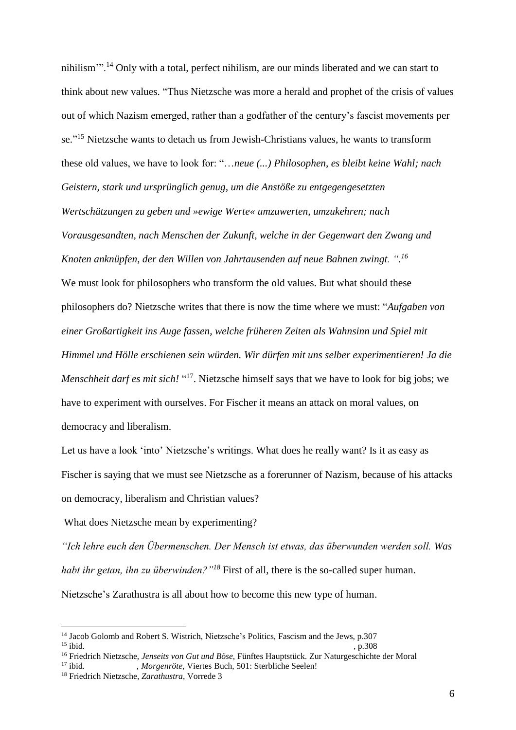nihilism'".[14] Only with a total, perfect nihilism, are our minds liberated and we can start to think about new values. "Thus Nietzsche was more a herald and prophet of the crisis of values out of which Nazism emerged, rather than a godfather of the century's fascist movements per se."[15] Nietzsche wants to detach us from Jewish-Christians values, he wants to transform these old values, we have to look for: "*…neue (...) Philosophen, es bleibt keine Wahl; nach Geistern, stark und ursprünglich genug, um die Anstöße zu entgegengesetzten Wertschätzungen zu geben und »ewige Werte« umzuwerten, umzukehren; nach Vorausgesandten, nach Menschen der Zukunft, welche in der Gegenwart den Zwang und Knoten anknüpfen, der den Willen von Jahrtausenden auf neue Bahnen zwingt. ".*[16]

We must look for philosophers who transform the old values. But what should these philosophers do? Nietzsche writes that there is now the time where we must: "*Aufgaben von einer Großartigkeit ins Auge fassen, welche früheren Zeiten als Wahnsinn und Spiel mit Himmel und Hölle erschienen sein würden. Wir dürfen mit uns selber experimentieren! Ja die Menschheit darf es mit sich!* "[17]. Nietzsche himself says that we have to look for big jobs; we have to experiment with ourselves. For Fischer it means an attack on moral values, on democracy and liberalism.

Let us have a look 'into' Nietzsche's writings. What does he really want? Is it as easy as Fischer is saying that we must see Nietzsche as a forerunner of Nazism, because of his attacks on democracy, liberalism and Christian values?

What does Nietzsche mean by experimenting?

*"Ich lehre euch den Übermenschen. Der Mensch ist etwas, das überwunden werden soll. Was habt ihr getan, ihn zu überwinden?"*[18] First of all, there is the so-called super human. Nietzsche's Zarathustra is all about how to become this new type of human.

---

[14] Jacob Golomb and Robert S. Wistrich, Nietzsche's Politics, Fascism and the Jews, p.307

[15] ibid. , p.308

[16] Friedrich Nietzsche, *Jenseits von Gut und Böse,* Fünftes Hauptstück. Zur Naturgeschichte der Moral

[17] ibid. , *Morgenröte,* Viertes Buch, 501: Sterbliche Seelen!

[18] Friedrich Nietzsche, *Zarathustra*, Vorrede 3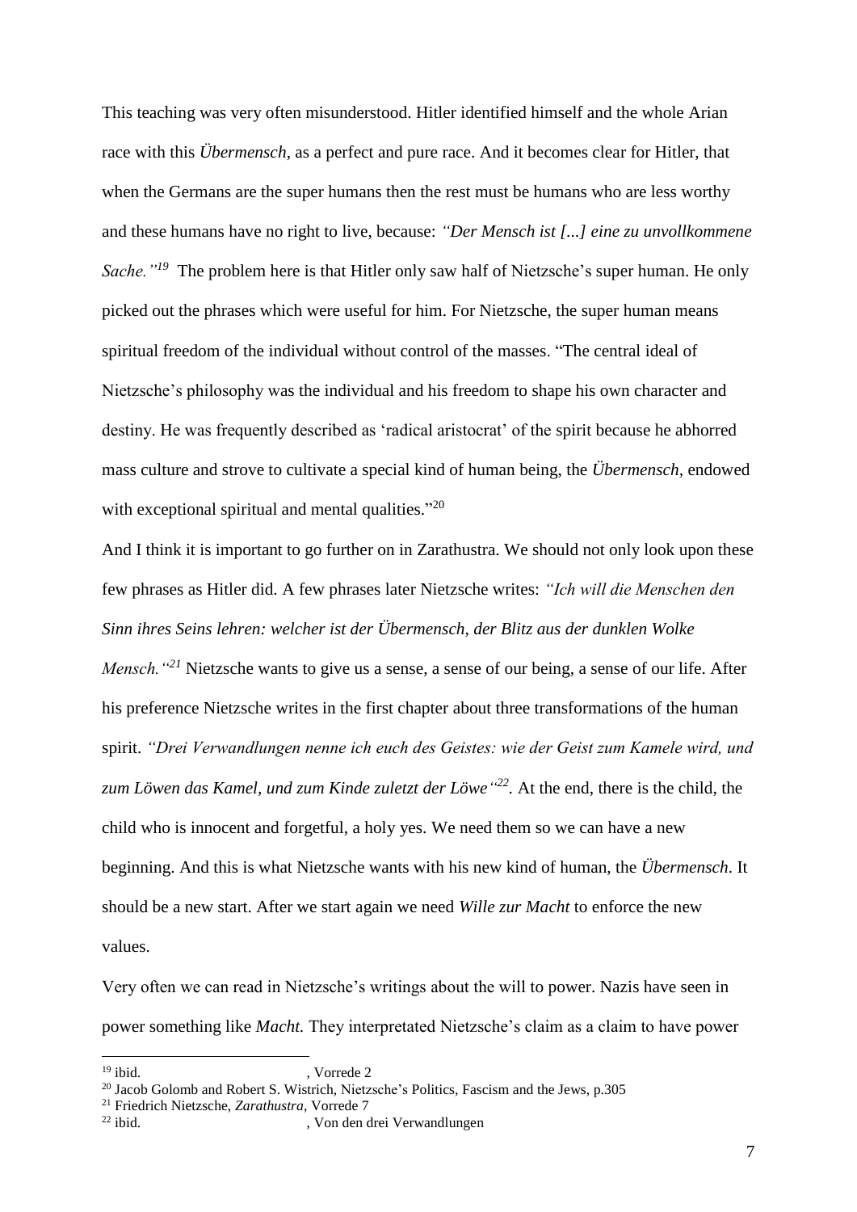This teaching was very often misunderstood. Hitler identified himself and the whole Arian race with this *Übermensch*, as a perfect and pure race. And it becomes clear for Hitler, that when the Germans are the super humans then the rest must be humans who are less worthy and these humans have no right to live, because: *"Der Mensch ist [...] eine zu unvollkommene Sache."*[19] The problem here is that Hitler only saw half of Nietzsche's super human. He only picked out the phrases which were useful for him. For Nietzsche, the super human means spiritual freedom of the individual without control of the masses. "The central ideal of Nietzsche's philosophy was the individual and his freedom to shape his own character and destiny. He was frequently described as 'radical aristocrat' of the spirit because he abhorred mass culture and strove to cultivate a special kind of human being, the *Übermensch*, endowed with exceptional spiritual and mental qualities."[20]

And I think it is important to go further on in Zarathustra. We should not only look upon these few phrases as Hitler did. A few phrases later Nietzsche writes: *"Ich will die Menschen den Sinn ihres Seins lehren: welcher ist der Übermensch, der Blitz aus der dunklen Wolke Mensch."*[21] Nietzsche wants to give us a sense, a sense of our being, a sense of our life. After his preference Nietzsche writes in the first chapter about three transformations of the human spirit. *"Drei Verwandlungen nenne ich euch des Geistes: wie der Geist zum Kamele wird, und zum Löwen das Kamel, und zum Kinde zuletzt der Löwe"*[22]. At the end, there is the child, the child who is innocent and forgetful, a holy yes. We need them so we can have a new beginning. And this is what Nietzsche wants with his new kind of human, the *Übermensch*. It should be a new start. After we start again we need *Wille zur Macht* to enforce the new values.

Very often we can read in Nietzsche's writings about the will to power. Nazis have seen in power something like *Macht.* They interpretated Nietzsche's claim as a claim to have power

---

[19] ibid. , Vorrede 2

[20] Jacob Golomb and Robert S. Wistrich, Nietzsche's Politics, Fascism and the Jews, p.305

[21] Friedrich Nietzsche, *Zarathustra*, Vorrede 7

[22] ibid. , Von den drei Verwandlungen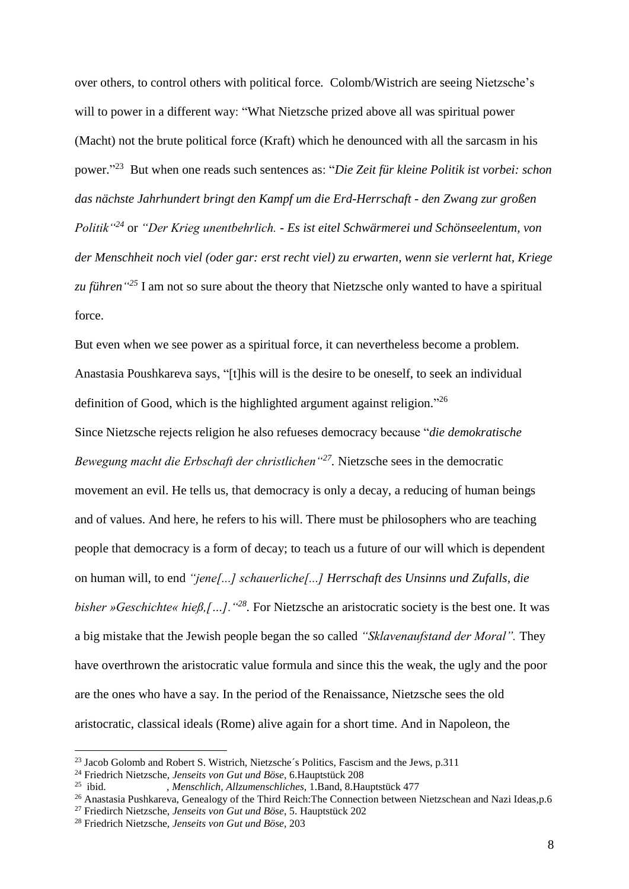over others, to control others with political force. Colomb/Wistrich are seeing Nietzsche's will to power in a different way: "What Nietzsche prized above all was spiritual power (Macht) not the brute political force (Kraft) which he denounced with all the sarcasm in his power."[23] But when one reads such sentences as: "*Die Zeit für kleine Politik ist vorbei: schon das nächste Jahrhundert bringt den Kampf um die Erd-Herrschaft - den Zwang zur großen Politik"*[24] or *"Der Krieg unentbehrlich. - Es ist eitel Schwärmerei und Schönseelentum, von der Menschheit noch viel (oder gar: erst recht viel) zu erwarten, wenn sie verlernt hat, Kriege zu führen"*[25] I am not so sure about the theory that Nietzsche only wanted to have a spiritual force.

But even when we see power as a spiritual force, it can nevertheless become a problem. Anastasia Poushkareva says, "[t]his will is the desire to be oneself, to seek an individual definition of Good, which is the highlighted argument against religion."[26]

Since Nietzsche rejects religion he also refueses democracy because "*die demokratische Bewegung macht die Erbschaft der christlichen"*[27]. Nietzsche sees in the democratic movement an evil. He tells us, that democracy is only a decay, a reducing of human beings and of values. And here, he refers to his will. There must be philosophers who are teaching people that democracy is a form of decay; to teach us a future of our will which is dependent on human will, to end *"jene[...] schauerliche[...] Herrschaft des Unsinns und Zufalls, die bisher »Geschichte« hieß,[…]."*[28]. For Nietzsche an aristocratic society is the best one. It was a big mistake that the Jewish people began the so called *"Sklavenaufstand der Moral".* They have overthrown the aristocratic value formula and since this the weak, the ugly and the poor are the ones who have a say. In the period of the Renaissance, Nietzsche sees the old aristocratic, classical ideals (Rome) alive again for a short time. And in Napoleon, the

---

[23] Jacob Golomb and Robert S. Wistrich, Nietzsche´s Politics, Fascism and the Jews, p.311

[24] Friedrich Nietzsche, *Jenseits von Gut und Böse*, 6.Hauptstück 208

[25] ibid. , *Menschlich, Allzumenschliches*, 1.Band, 8.Hauptstück 477

[26] Anastasia Pushkareva, Genealogy of the Third Reich:The Connection between Nietzschean and Nazi Ideas,p.6

[27] Friedirch Nietzsche, *Jenseits von Gut und Böse*, 5. Hauptstück 202

[28] Friedrich Nietzsche, *Jenseits von Gut und Böse*, 203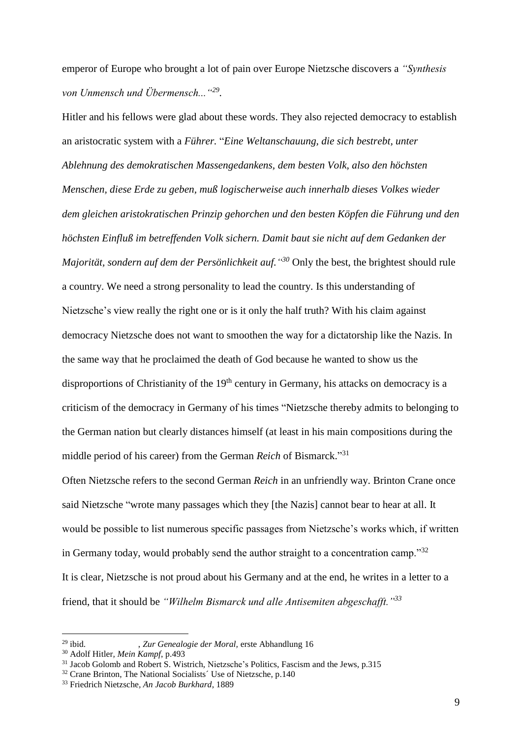emperor of Europe who brought a lot of pain over Europe Nietzsche discovers a *"Synthesis von Unmensch und Übermensch..."*[29].

Hitler and his fellows were glad about these words. They also rejected democracy to establish an aristocratic system with a *Führer.* "*Eine Weltanschauung, die sich bestrebt, unter Ablehnung des demokratischen Massengedankens, dem besten Volk, also den höchsten Menschen, diese Erde zu geben, muß logischerweise auch innerhalb dieses Volkes wieder dem gleichen aristokratischen Prinzip gehorchen und den besten Köpfen die Führung und den höchsten Einfluß im betreffenden Volk sichern. Damit baut sie nicht auf dem Gedanken der Majorität, sondern auf dem der Persönlichkeit auf."*[30] Only the best, the brightest should rule a country. We need a strong personality to lead the country. Is this understanding of Nietzsche's view really the right one or is it only the half truth? With his claim against democracy Nietzsche does not want to smoothen the way for a dictatorship like the Nazis. In the same way that he proclaimed the death of God because he wanted to show us the disproportions of Christianity of the 19th century in Germany, his attacks on democracy is a criticism of the democracy in Germany of his times "Nietzsche thereby admits to belonging to the German nation but clearly distances himself (at least in his main compositions during the middle period of his career) from the German *Reich* of Bismarck."[31]

Often Nietzsche refers to the second German *Reich* in an unfriendly way. Brinton Crane once said Nietzsche "wrote many passages which they [the Nazis] cannot bear to hear at all. It would be possible to list numerous specific passages from Nietzsche's works which, if written in Germany today, would probably send the author straight to a concentration camp."[32]

It is clear, Nietzsche is not proud about his Germany and at the end, he writes in a letter to a friend, that it should be *"Wilhelm Bismarck und alle Antisemiten abgeschafft."*[33]

---

[29] ibid. , *Zur Genealogie der Moral,* erste Abhandlung 16

[30] Adolf Hitler, *Mein Kampf*, p.493

[31] Jacob Golomb and Robert S. Wistrich, Nietzsche's Politics, Fascism and the Jews, p.315

[32] Crane Brinton, The National Socialists´ Use of Nietzsche, p.140

[33] Friedrich Nietzsche, *An Jacob Burkhard*, 1889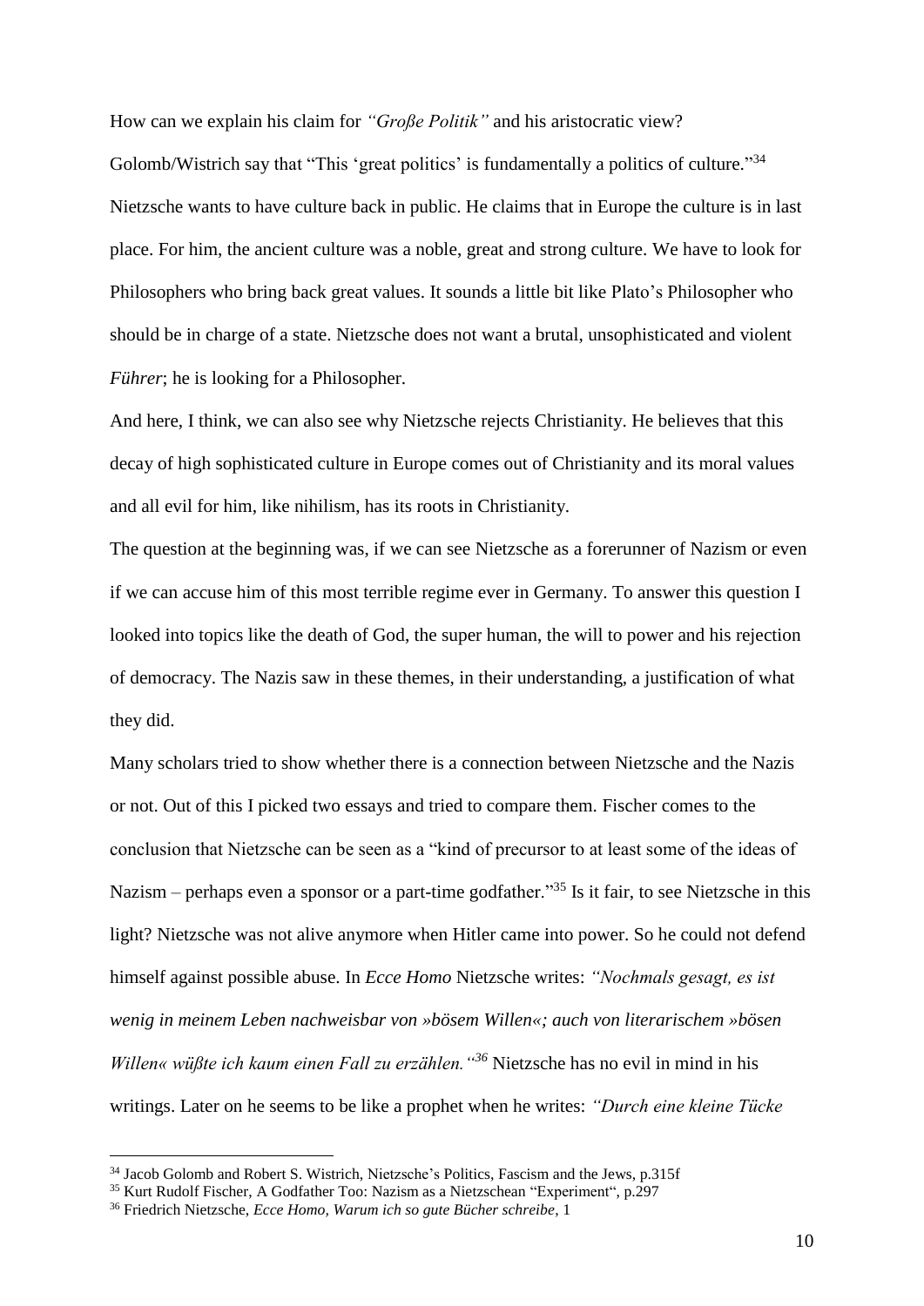How can we explain his claim for *"Große Politik"* and his aristocratic view?
Golomb/Wistrich say that "This 'great politics' is fundamentally a politics of culture."[34]
Nietzsche wants to have culture back in public. He claims that in Europe the culture is in last place. For him, the ancient culture was a noble, great and strong culture. We have to look for Philosophers who bring back great values. It sounds a little bit like Plato's Philosopher who should be in charge of a state. Nietzsche does not want a brutal, unsophisticated and violent *Führer*; he is looking for a Philosopher.

And here, I think, we can also see why Nietzsche rejects Christianity. He believes that this decay of high sophisticated culture in Europe comes out of Christianity and its moral values and all evil for him, like nihilism, has its roots in Christianity.

The question at the beginning was, if we can see Nietzsche as a forerunner of Nazism or even if we can accuse him of this most terrible regime ever in Germany. To answer this question I looked into topics like the death of God, the super human, the will to power and his rejection of democracy. The Nazis saw in these themes, in their understanding, a justification of what they did.

Many scholars tried to show whether there is a connection between Nietzsche and the Nazis or not. Out of this I picked two essays and tried to compare them. Fischer comes to the conclusion that Nietzsche can be seen as a "kind of precursor to at least some of the ideas of Nazism – perhaps even a sponsor or a part-time godfather."[35] Is it fair, to see Nietzsche in this light? Nietzsche was not alive anymore when Hitler came into power. So he could not defend himself against possible abuse. In *Ecce Homo* Nietzsche writes: *"Nochmals gesagt, es ist wenig in meinem Leben nachweisbar von »bösem Willen«; auch von literarischem »bösen Willen« wüßte ich kaum einen Fall zu erzählen."*[36] Nietzsche has no evil in mind in his writings. Later on he seems to be like a prophet when he writes: *"Durch eine kleine Tücke*

---

[34] Jacob Golomb and Robert S. Wistrich, Nietzsche's Politics, Fascism and the Jews, p.315f

[35] Kurt Rudolf Fischer, A Godfather Too: Nazism as a Nietzschean "Experiment", p.297

[36] Friedrich Nietzsche, *Ecce Homo, Warum ich so gute Bücher schreibe*, 1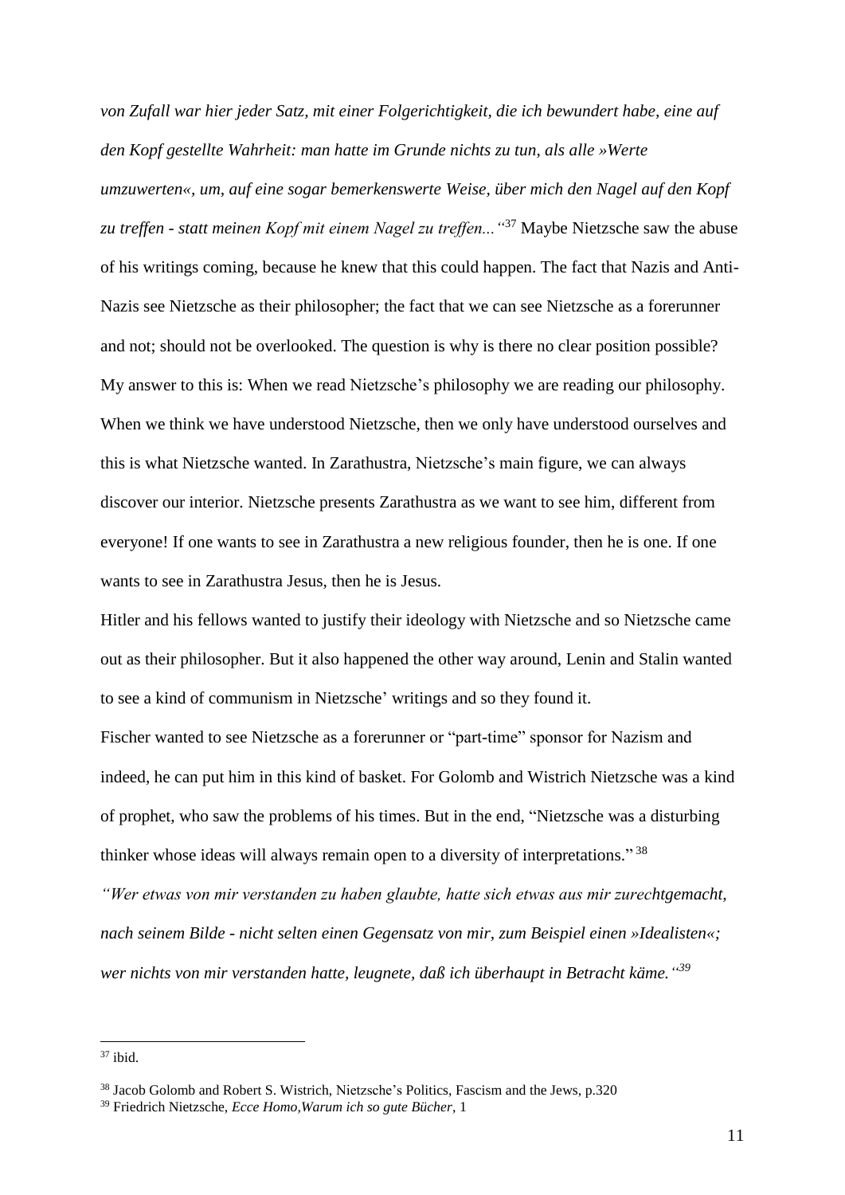*von Zufall war hier jeder Satz, mit einer Folgerichtigkeit, die ich bewundert habe, eine auf den Kopf gestellte Wahrheit: man hatte im Grunde nichts zu tun, als alle »Werte umzuwerten«, um, auf eine sogar bemerkenswerte Weise, über mich den Nagel auf den Kopf zu treffen - statt meinen Kopf mit einem Nagel zu treffen..."*[37] Maybe Nietzsche saw the abuse of his writings coming, because he knew that this could happen. The fact that Nazis and Anti-Nazis see Nietzsche as their philosopher; the fact that we can see Nietzsche as a forerunner and not; should not be overlooked. The question is why is there no clear position possible? My answer to this is: When we read Nietzsche's philosophy we are reading our philosophy. When we think we have understood Nietzsche, then we only have understood ourselves and this is what Nietzsche wanted. In Zarathustra, Nietzsche's main figure, we can always discover our interior. Nietzsche presents Zarathustra as we want to see him, different from everyone! If one wants to see in Zarathustra a new religious founder, then he is one. If one wants to see in Zarathustra Jesus, then he is Jesus.

Hitler and his fellows wanted to justify their ideology with Nietzsche and so Nietzsche came out as their philosopher. But it also happened the other way around, Lenin and Stalin wanted to see a kind of communism in Nietzsche' writings and so they found it.

Fischer wanted to see Nietzsche as a forerunner or "part-time" sponsor for Nazism and indeed, he can put him in this kind of basket. For Golomb and Wistrich Nietzsche was a kind of prophet, who saw the problems of his times. But in the end, "Nietzsche was a disturbing thinker whose ideas will always remain open to a diversity of interpretations."[38]

*"Wer etwas von mir verstanden zu haben glaubte, hatte sich etwas aus mir zurechtgemacht, nach seinem Bilde - nicht selten einen Gegensatz von mir, zum Beispiel einen »Idealisten«; wer nichts von mir verstanden hatte, leugnete, daß ich überhaupt in Betracht käme."*[39]

---

[37] ibid.

[38] Jacob Golomb and Robert S. Wistrich, Nietzsche's Politics, Fascism and the Jews, p.320

[39] Friedrich Nietzsche, *Ecce Homo,Warum ich so gute Bücher*, 1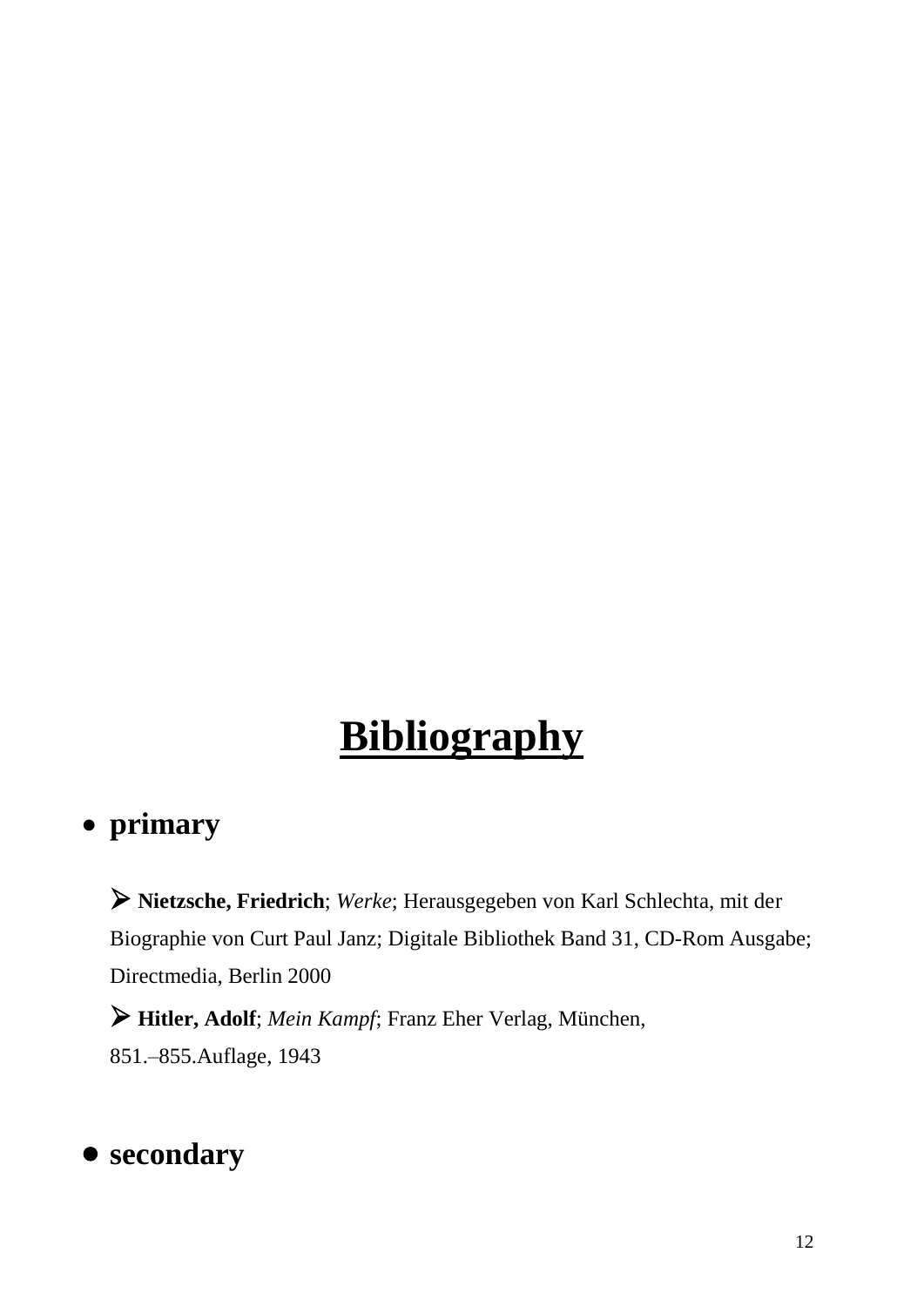# Bibliography

- **primary**

  - **Nietzsche, Friedrich**; *Werke*; Herausgegeben von Karl Schlechta, mit der Biographie von Curt Paul Janz; Digitale Bibliothek Band 31, CD-Rom Ausgabe; Directmedia, Berlin 2000
  - **Hitler, Adolf**; *Mein Kampf*; Franz Eher Verlag, München, 851.–855.Auflage, 1943

- **secondary**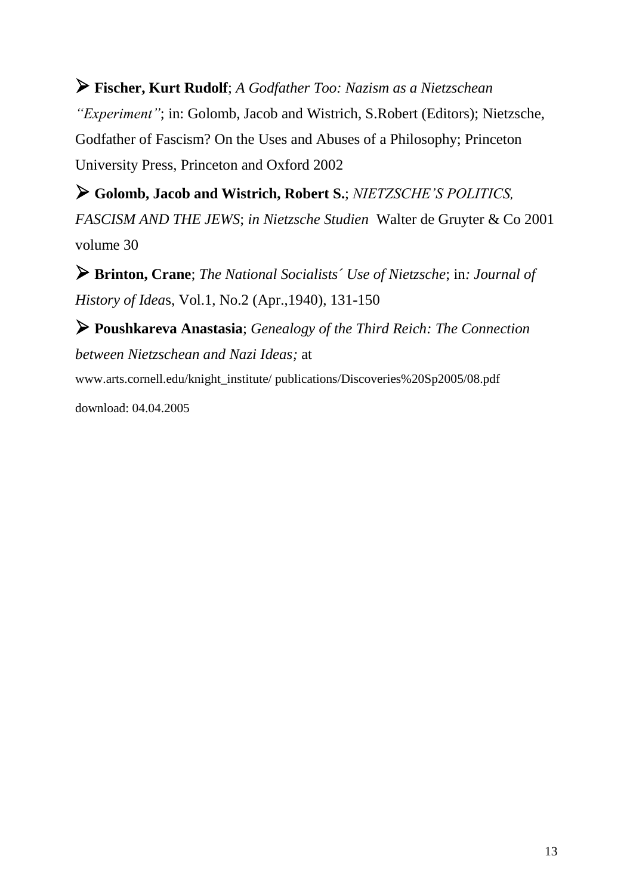- **Fischer, Kurt Rudolf**; *A Godfather Too: Nazism as a Nietzschean "Experiment"*; in: Golomb, Jacob and Wistrich, S.Robert (Editors); Nietzsche, Godfather of Fascism? On the Uses and Abuses of a Philosophy; Princeton University Press, Princeton and Oxford 2002
- **Golomb, Jacob and Wistrich, Robert S.**; *NIETZSCHE'S POLITICS, FASCISM AND THE JEWS*; *in Nietzsche Studien* Walter de Gruyter & Co 2001 volume 30
- **Brinton, Crane**; *The National Socialists´ Use of Nietzsche*; in*: Journal of History of Idea*s, Vol.1, No.2 (Apr.,1940), 131-150
- **Poushkareva Anastasia**; *Genealogy of the Third Reich: The Connection between Nietzschean and Nazi Ideas;* at www.arts.cornell.edu/knight_institute/ publications/Discoveries%20Sp2005/08.pdf download: 04.04.2005